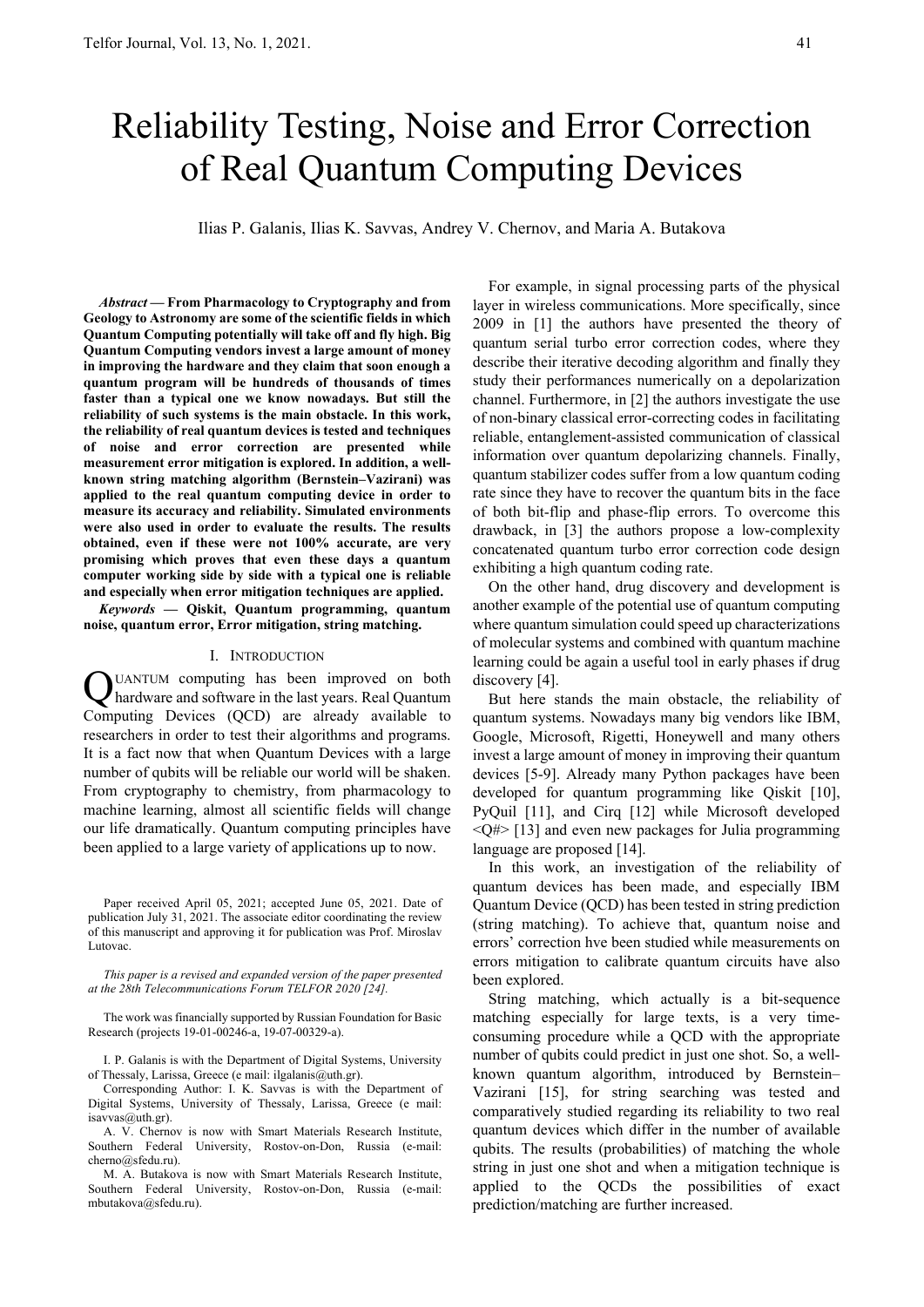# Reliability Testing, Noise and Error Correction of Real Quantum Computing Devices

Ilias P. Galanis, Ilias K. Savvas, Andrey V. Chernov, and Maria A. Butakova

***Abstract* — From Pharmacology to Cryptography and from Geology to Astronomy are some of the scientific fields in which Quantum Computing potentially will take off and fly high. Big Quantum Computing vendors invest a large amount of money in improving the hardware and they claim that soon enough a quantum program will be hundreds of thousands of times faster than a typical one we know nowadays. But still the reliability of such systems is the main obstacle. In this work, the reliability of real quantum devices is tested and techniques of noise and error correction are presented while measurement error mitigation is explored. In addition, a well-known string matching algorithm (Bernstein–Vazirani) was applied to the real quantum computing device in order to measure its accuracy and reliability. Simulated environments were also used in order to evaluate the results. The results obtained, even if these were not 100% accurate, are very promising which proves that even these days a quantum computer working side by side with a typical one is reliable and especially when error mitigation techniques are applied.**

***Keywords* — Qiskit, Quantum programming, quantum noise, quantum error, Error mitigation, string matching.**

## I. Introduction

Quantum computing has been improved on both hardware and software in the last years. Real Quantum Computing Devices (QCD) are already available to researchers in order to test their algorithms and programs. It is a fact now that when Quantum Devices with a large number of qubits will be reliable our world will be shaken. From cryptography to chemistry, from pharmacology to machine learning, almost all scientific fields will change our life dramatically. Quantum computing principles have been applied to a large variety of applications up to now.

Paper received April 05, 2021; accepted June 05, 2021. Date of publication July 31, 2021. The associate editor coordinating the review of this manuscript and approving it for publication was Prof. Miroslav Lutovac.

*This paper is a revised and expanded version of the paper presented at the 28th Telecommunications Forum TELFOR 2020 [24].*

The work was financially supported by Russian Foundation for Basic Research (projects 19-01-00246-a, 19-07-00329-a).

I. P. Galanis is with the Department of Digital Systems, University of Thessaly, Larissa, Greece (e mail: ilgalanis@uth.gr).

Corresponding Author: I. K. Savvas is with the Department of Digital Systems, University of Thessaly, Larissa, Greece (e mail: isavvas@uth.gr).

A. V. Chernov is now with Smart Materials Research Institute, Southern Federal University, Rostov-on-Don, Russia (e-mail: cherno@sfedu.ru).

M. A. Butakova is now with Smart Materials Research Institute, Southern Federal University, Rostov-on-Don, Russia (e-mail: mbutakova@sfedu.ru).

For example, in signal processing parts of the physical layer in wireless communications. More specifically, since 2009 in [1] the authors have presented the theory of quantum serial turbo error correction codes, where they describe their iterative decoding algorithm and finally they study their performances numerically on a depolarization channel. Furthermore, in [2] the authors investigate the use of non-binary classical error-correcting codes in facilitating reliable, entanglement-assisted communication of classical information over quantum depolarizing channels. Finally, quantum stabilizer codes suffer from a low quantum coding rate since they have to recover the quantum bits in the face of both bit-flip and phase-flip errors. To overcome this drawback, in [3] the authors propose a low-complexity concatenated quantum turbo error correction code design exhibiting a high quantum coding rate.

On the other hand, drug discovery and development is another example of the potential use of quantum computing where quantum simulation could speed up characterizations of molecular systems and combined with quantum machine learning could be again a useful tool in early phases if drug discovery [4].

But here stands the main obstacle, the reliability of quantum systems. Nowadays many big vendors like IBM, Google, Microsoft, Rigetti, Honeywell and many others invest a large amount of money in improving their quantum devices [5-9]. Already many Python packages have been developed for quantum programming like Qiskit [10], PyQuil [11], and Cirq [12] while Microsoft developed <Q#> [13] and even new packages for Julia programming language are proposed [14].

In this work, an investigation of the reliability of quantum devices has been made, and especially IBM Quantum Device (QCD) has been tested in string prediction (string matching). To achieve that, quantum noise and errors' correction hve been studied while measurements on errors mitigation to calibrate quantum circuits have also been explored.

String matching, which actually is a bit-sequence matching especially for large texts, is a very time-consuming procedure while a QCD with the appropriate number of qubits could predict in just one shot. So, a well-known quantum algorithm, introduced by Bernstein–Vazirani [15], for string searching was tested and comparatively studied regarding its reliability to two real quantum devices which differ in the number of available qubits. The results (probabilities) of matching the whole string in just one shot and when a mitigation technique is applied to the QCDs the possibilities of exact prediction/matching are further increased.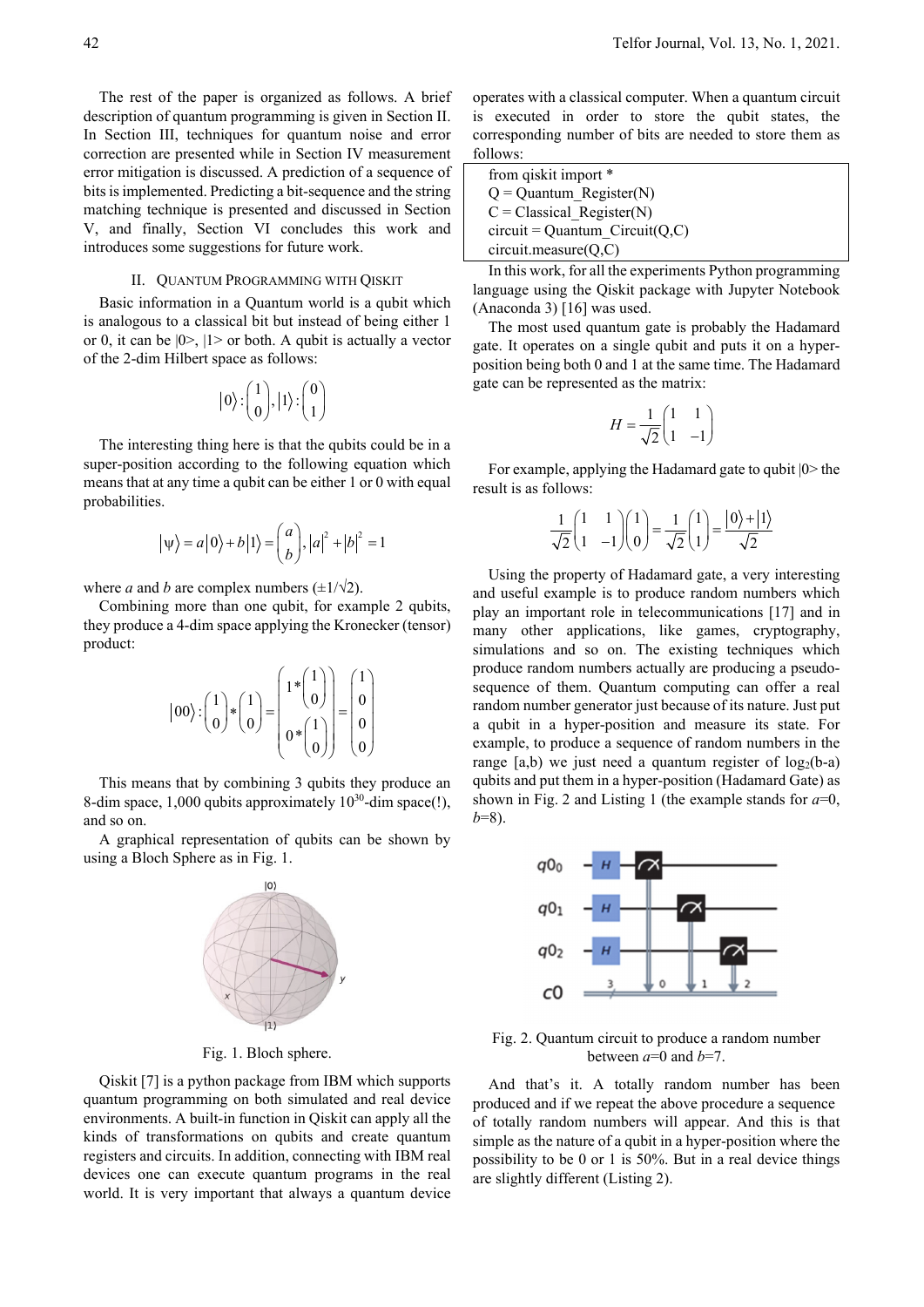The rest of the paper is organized as follows. A brief description of quantum programming is given in Section II. In Section III, techniques for quantum noise and error correction are presented while in Section IV measurement error mitigation is discussed. A prediction of a sequence of bits is implemented. Predicting a bit-sequence and the string matching technique is presented and discussed in Section V, and finally, Section VI concludes this work and introduces some suggestions for future work.

## II. Quantum Programming with Qiskit

Basic information in a Quantum world is a qubit which is analogous to a classical bit but instead of being either 1 or 0, it can be |0>, |1> or both. A qubit is actually a vector of the 2-dim Hilbert space as follows:

$$|0\rangle : \begin{pmatrix} 1 \\ 0 \end{pmatrix}, |1\rangle : \begin{pmatrix} 0 \\ 1 \end{pmatrix}$$

The interesting thing here is that the qubits could be in a super-position according to the following equation which means that at any time a qubit can be either 1 or 0 with equal probabilities.

$$|\psi\rangle = a|0\rangle + b|1\rangle = \begin{pmatrix} a \\ b \end{pmatrix}, |a|^2 + |b|^2 = 1$$

where $a$ and $b$ are complex numbers ($\pm 1/\sqrt{2}$).

Combining more than one qubit, for example 2 qubits, they produce a 4-dim space applying the Kronecker (tensor) product:

$$|00\rangle : \begin{pmatrix} 1 \\ 0 \end{pmatrix} * \begin{pmatrix} 1 \\ 0 \end{pmatrix} = \begin{pmatrix} 1 * \begin{pmatrix} 1 \\ 0 \end{pmatrix} \\ 0 * \begin{pmatrix} 1 \\ 0 \end{pmatrix} \end{pmatrix} = \begin{pmatrix} 1 \\ 0 \\ 0 \\ 0 \end{pmatrix}$$

This means that by combining 3 qubits they produce an 8-dim space, 1,000 qubits approximately $10^{30}$-dim space(!), and so on.

A graphical representation of qubits can be shown by using a Bloch Sphere as in Fig. 1.

Fig. 1. Bloch sphere.

Qiskit [7] is a python package from IBM which supports quantum programming on both simulated and real device environments. A built-in function in Qiskit can apply all the kinds of transformations on qubits and create quantum registers and circuits. In addition, connecting with IBM real devices one can execute quantum programs in the real world. It is very important that always a quantum device operates with a classical computer. When a quantum circuit is executed in order to store the qubit states, the corresponding number of bits are needed to store them as follows:

```
from qiskit import *
Q = Quantum_Register(N)
C = Classical_Register(N)
circuit = Quantum_Circuit(Q,C)
circuit.measure(Q,C)
```

In this work, for all the experiments Python programming language using the Qiskit package with Jupyter Notebook (Anaconda 3) [16] was used.

The most used quantum gate is probably the Hadamard gate. It operates on a single qubit and puts it on a hyper-position being both 0 and 1 at the same time. The Hadamard gate can be represented as the matrix:

$$H = \frac{1}{\sqrt{2}} \begin{pmatrix} 1 & 1 \\ 1 & -1 \end{pmatrix}$$

For example, applying the Hadamard gate to qubit |0> the result is as follows:

$$\frac{1}{\sqrt{2}} \begin{pmatrix} 1 & 1 \\ 1 & -1 \end{pmatrix} \begin{pmatrix} 1 \\ 0 \end{pmatrix} = \frac{1}{\sqrt{2}} \begin{pmatrix} 1 \\ 1 \end{pmatrix} = \frac{|0\rangle + |1\rangle}{\sqrt{2}}$$

Using the property of Hadamard gate, a very interesting and useful example is to produce random numbers which play an important role in telecommunications [17] and in many other applications, like games, cryptography, simulations and so on. The existing techniques which produce random numbers actually are producing a pseudo-sequence of them. Quantum computing can offer a real random number generator just because of its nature. Just put a qubit in a hyper-position and measure its state. For example, to produce a sequence of random numbers in the range [a,b) we just need a quantum register of $\log_2(b-a)$ qubits and put them in a hyper-position (Hadamard Gate) as shown in Fig. 2 and Listing 1 (the example stands for $a$=0, $b$=8).

Fig. 2. Quantum circuit to produce a random number between $a$=0 and $b$=7.

And that's it. A totally random number has been produced and if we repeat the above procedure a sequence of totally random numbers will appear. And this is that simple as the nature of a qubit in a hyper-position where the possibility to be 0 or 1 is 50%. But in a real device things are slightly different (Listing 2).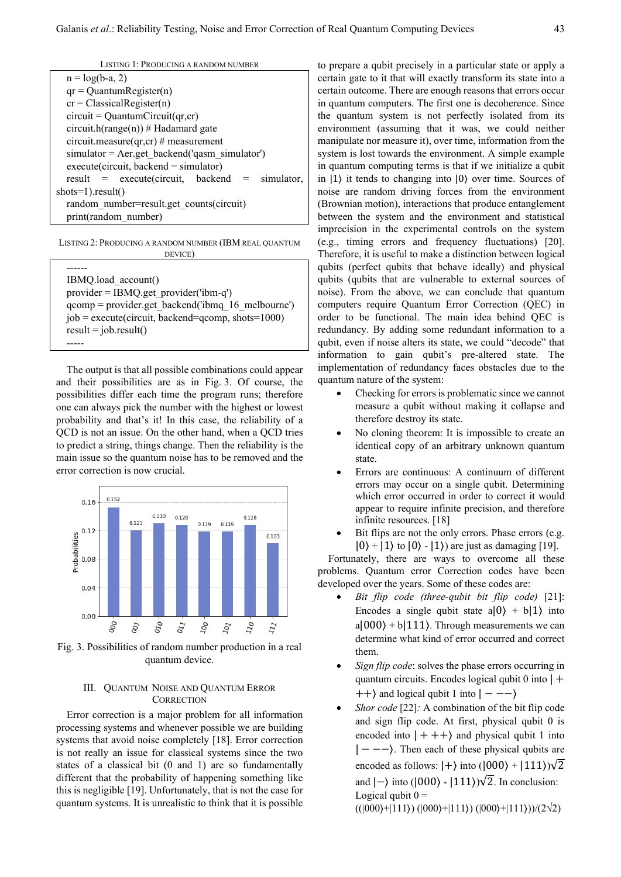LISTING 1: PRODUCING A RANDOM NUMBER

```
n = log(b-a, 2)
qr = QuantumRegister(n)
cr = ClassicalRegister(n)
circuit = QuantumCircuit(qr,cr)
circuit.h(range(n)) # Hadamard gate
circuit.measure(qr,cr) # measurement
simulator = Aer.get_backend('qasm_simulator')
execute(circuit, backend = simulator)
result = execute(circuit, backend = simulator, shots=1).result()
random_number=result.get_counts(circuit)
print(random_number)
```

LISTING 2: PRODUCING A RANDOM NUMBER (IBM REAL QUANTUM DEVICE)

```
------
IBMQ.load_account()
provider = IBMQ.get_provider('ibm-q')
qcomp = provider.get_backend('ibmq_16_melbourne')
job = execute(circuit, backend=qcomp, shots=1000)
result = job.result()
-----
```

The output is that all possible combinations could appear and their possibilities are as in Fig. 3. Of course, the possibilities differ each time the program runs; therefore one can always pick the number with the highest or lowest probability and that's it! In this case, the reliability of a QCD is not an issue. On the other hand, when a QCD tries to predict a string, things change. Then the reliability is the main issue so the quantum noise has to be removed and the error correction is now crucial.

| State | 000 | 001 | 010 | 011 | 100 | 101 | 110 | 111 |
|---|---|---|---|---|---|---|---|---|
| Probabilities | 0.152 | 0.121 | 0.130 | 0.128 | 0.119 | 0.119 | 0.128 | 0.103 |

Fig. 3. Possibilities of random number production in a real quantum device.

## III. QUANTUM NOISE AND QUANTUM ERROR CORRECTION

Error correction is a major problem for all information processing systems and whenever possible we are building systems that avoid noise completely [18]. Error correction is not really an issue for classical systems since the two states of a classical bit (0 and 1) are so fundamentally different that the probability of happening something like this is negligible [19]. Unfortunately, that is not the case for quantum systems. It is unrealistic to think that it is possible to prepare a qubit precisely in a particular state or apply a certain gate to it that will exactly transform its state into a certain outcome. There are enough reasons that errors occur in quantum computers. The first one is decoherence. Since the quantum system is not perfectly isolated from its environment (assuming that it was, we could neither manipulate nor measure it), over time, information from the system is lost towards the environment. A simple example in quantum computing terms is that if we initialize a qubit in $|1\rangle$ it tends to changing into $|0\rangle$ over time. Sources of noise are random driving forces from the environment (Brownian motion), interactions that produce entanglement between the system and the environment and statistical imprecision in the experimental controls on the system (e.g., timing errors and frequency fluctuations) [20]. Therefore, it is useful to make a distinction between logical qubits (perfect qubits that behave ideally) and physical qubits (qubits that are vulnerable to external sources of noise). From the above, we can conclude that quantum computers require Quantum Error Correction (QEC) in order to be functional. The main idea behind QEC is redundancy. By adding some redundant information to a qubit, even if noise alters its state, we could "decode" that information to gain qubit's pre-altered state. The implementation of redundancy faces obstacles due to the quantum nature of the system:

- Checking for errors is problematic since we cannot measure a qubit without making it collapse and therefore destroy its state.
- No cloning theorem: It is impossible to create an identical copy of an arbitrary unknown quantum state.
- Errors are continuous: A continuum of different errors may occur on a single qubit. Determining which error occurred in order to correct it would appear to require infinite precision, and therefore infinite resources. [18]
- Bit flips are not the only errors. Phase errors (e.g. $|0\rangle + |1\rangle$ to $|0\rangle - |1\rangle$) are just as damaging [19].

Fortunately, there are ways to overcome all these problems. Quantum error Correction codes have been developed over the years. Some of these codes are:

- *Bit flip code (three-qubit bit flip code)* [21]: Encodes a single qubit state $a|0\rangle + b|1\rangle$ into $a|000\rangle + b|111\rangle$. Through measurements we can determine what kind of error occurred and correct them.
- *Sign flip code*: solves the phase errors occurring in quantum circuits. Encodes logical qubit 0 into $|+{+}{+}\rangle$ and logical qubit 1 into $|-{-}{-}\rangle$
- *Shor code* [22]*:* A combination of the bit flip code and sign flip code. At first, physical qubit 0 is encoded into $|+{+}{+}\rangle$ and physical qubit 1 into $|-{-}{-}\rangle$. Then each of these physical qubits are encoded as follows: $|+\rangle$ into $(|000\rangle + |111\rangle)\sqrt{2}$ and $|-\rangle$ into $(|000\rangle - |111\rangle)\sqrt{2}$. In conclusion: Logical qubit 0 = $((|000\rangle+|111\rangle)\,(|000\rangle+|111\rangle)\,(|000\rangle+|111\rangle))/(2\sqrt{2})$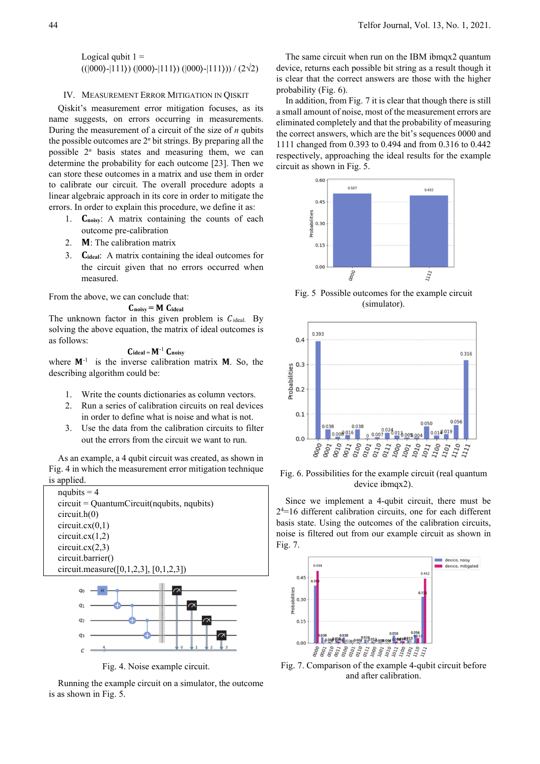Logical qubit 1 = ((|000⟩-|111⟩) (|000⟩-|111⟩) (|000⟩-|111⟩)) / (2√2)

## IV. Measurement Error Mitigation in Qiskit

Qiskit's measurement error mitigation focuses, as its name suggests, on errors occurring in measurements. During the measurement of a circuit of the size of $n$ qubits the possible outcomes are $2^n$ bit strings. By preparing all the possible $2^n$ basis states and measuring them, we can determine the probability for each outcome [23]. Then we can store these outcomes in a matrix and use them in order to calibrate our circuit. The overall procedure adopts a linear algebraic approach in its core in order to mitigate the errors. In order to explain this procedure, we define it as:

1. $\mathbf{C}_{\mathbf{noisy}}$: A matrix containing the counts of each outcome pre-calibration
2. $\mathbf{M}$: The calibration matrix
3. $\mathbf{C}_{\mathbf{ideal}}$: A matrix containing the ideal outcomes for the circuit given that no errors occurred when measured.

From the above, we can conclude that:

$$\mathbf{C}_{\mathbf{noisy}} = \mathbf{M}\ \mathbf{C}_{\mathbf{ideal}}$$

The unknown factor in this given problem is $C_{\text{ideal}}$. By solving the above equation, the matrix of ideal outcomes is as follows:

$$\mathbf{C}_{\mathbf{ideal}} = \mathbf{M}^{-1}\ \mathbf{C}_{\mathbf{noisy}}$$

where $\mathbf{M}^{-1}$ is the inverse calibration matrix $\mathbf{M}$. So, the describing algorithm could be:

1. Write the counts dictionaries as column vectors.
2. Run a series of calibration circuits on real devices in order to define what is noise and what is not.
3. Use the data from the calibration circuits to filter out the errors from the circuit we want to run.

As an example, a 4 qubit circuit was created, as shown in Fig. 4 in which the measurement error mitigation technique is applied.

```
nqubits = 4
circuit = QuantumCircuit(nqubits, nqubits)
circuit.h(0)
circuit.cx(0,1)
circuit.cx(1,2)
circuit.cx(2,3)
circuit.barrier()
circuit.measure([0,1,2,3], [0,1,2,3])
```

Fig. 4. Noise example circuit.

Running the example circuit on a simulator, the outcome is as shown in Fig. 5.

The same circuit when run on the IBM ibmqx2 quantum device, returns each possible bit string as a result though it is clear that the correct answers are those with the higher probability (Fig. 6).

In addition, from Fig. 7 it is clear that though there is still a small amount of noise, most of the measurement errors are eliminated completely and that the probability of measuring the correct answers, which are the bit's sequences 0000 and 1111 changed from 0.393 to 0.494 and from 0.316 to 0.442 respectively, approaching the ideal results for the example circuit as shown in Fig. 5.

Fig. 5 Possible outcomes for the example circuit (simulator).

Fig. 6. Possibilities for the example circuit (real quantum device ibmqx2).

Since we implement a 4-qubit circuit, there must be $2^4$=16 different calibration circuits, one for each different basis state. Using the outcomes of the calibration circuits, noise is filtered out from our example circuit as shown in Fig. 7.

Fig. 7. Comparison of the example 4-qubit circuit before and after calibration.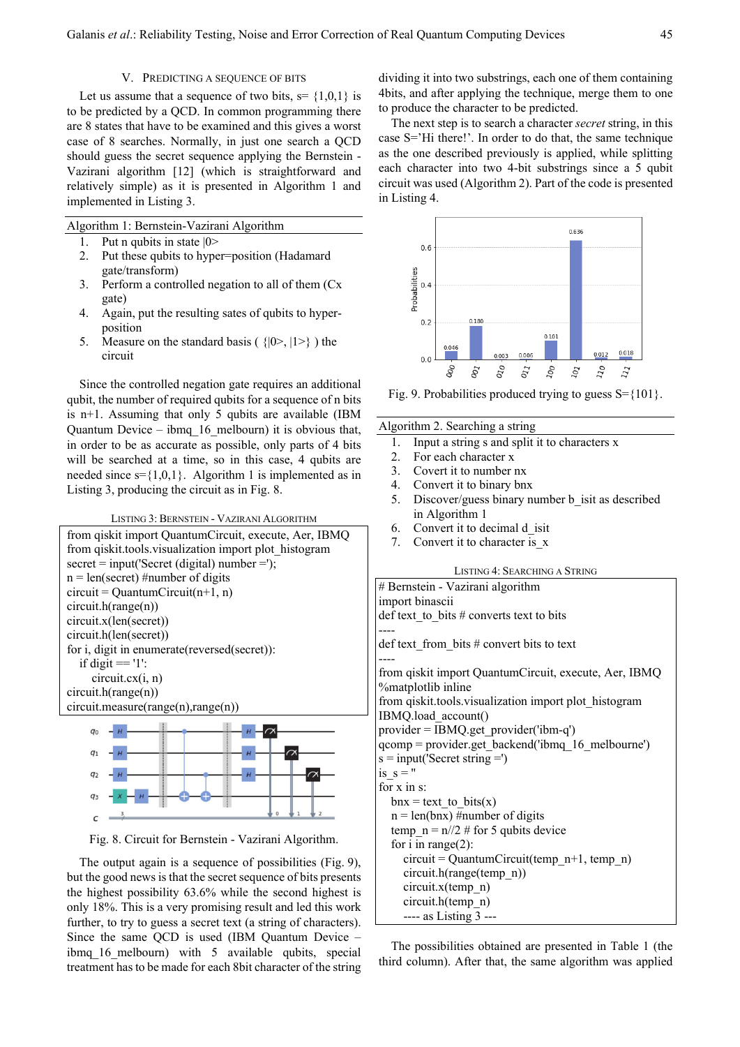## V. Predicting a Sequence of Bits

Let us assume that a sequence of two bits, s= {1,0,1} is to be predicted by a QCD. In common programming there are 8 states that have to be examined and this gives a worst case of 8 searches. Normally, in just one search a QCD should guess the secret sequence applying the Bernstein - Vazirani algorithm [12] (which is straightforward and relatively simple) as it is presented in Algorithm 1 and implemented in Listing 3.

**Algorithm 1: Bernstein-Vazirani Algorithm**

1. Put n qubits in state |0>
2. Put these qubits to hyper=position (Hadamard gate/transform)
3. Perform a controlled negation to all of them (Cx gate)
4. Again, put the resulting sates of qubits to hyper-position
5. Measure on the standard basis ( {|0>, |1>} ) the circuit

Since the controlled negation gate requires an additional qubit, the number of required qubits for a sequence of n bits is n+1. Assuming that only 5 qubits are available (IBM Quantum Device – ibmq_16_melbourn) it is obvious that, in order to be as accurate as possible, only parts of 4 bits will be searched at a time, so in this case, 4 qubits are needed since s={1,0,1}. Algorithm 1 is implemented as in Listing 3, producing the circuit as in Fig. 8.

Listing 3: Bernstein - Vazirani Algorithm

```
from qiskit import QuantumCircuit, execute, Aer, IBMQ
from qiskit.tools.visualization import plot_histogram
secret = input('Secret (digital) number =');
n = len(secret) #number of digits
circuit = QuantumCircuit(n+1, n)
circuit.h(range(n))
circuit.x(len(secret))
circuit.h(len(secret))
for i, digit in enumerate(reversed(secret)):
    if digit == '1':
        circuit.cx(i, n)
circuit.h(range(n))
circuit.measure(range(n),range(n))
```

Fig. 8. Circuit for Bernstein - Vazirani Algorithm.

The output again is a sequence of possibilities (Fig. 9), but the good news is that the secret sequence of bits presents the highest possibility 63.6% while the second highest is only 18%. This is a very promising result and led this work further, to try to guess a secret text (a string of characters). Since the same QCD is used (IBM Quantum Device – ibmq_16_melbourn) with 5 available qubits, special treatment has to be made for each 8bit character of the string dividing it into two substrings, each one of them containing 4bits, and after applying the technique, merge them to one to produce the character to be predicted.

The next step is to search a character *secret* string, in this case S='Hi there!'. In order to do that, the same technique as the one described previously is applied, while splitting each character into two 4-bit substrings since a 5 qubit circuit was used (Algorithm 2). Part of the code is presented in Listing 4.

Fig. 9. Probabilities produced trying to guess S={101}.

**Algorithm 2. Searching a string**

1. Input a string s and split it to characters x
2. For each character x
3. Covert it to number nx
4. Convert it to binary bnx
5. Discover/guess binary number b_isit as described in Algorithm 1
6. Convert it to decimal d_isit
7. Convert it to character is_x

Listing 4: Searching a String

```
# Bernstein - Vazirani algorithm
import binascii
def text_to_bits # converts text to bits
----
def text_from_bits # convert bits to text
----
from qiskit import QuantumCircuit, execute, Aer, IBMQ
%matplotlib inline
from qiskit.tools.visualization import plot_histogram
IBMQ.load_account()
provider = IBMQ.get_provider('ibm-q')
qcomp = provider.get_backend('ibmq_16_melbourne')
s = input('Secret string =')
is_s = ''
for x in s:
    bnx = text_to_bits(x)
    n = len(bnx) #number of digits
    temp_n = n//2 # for 5 qubits device
    for i in range(2):
        circuit = QuantumCircuit(temp_n+1, temp_n)
        circuit.h(range(temp_n))
        circuit.x(temp_n)
        circuit.h(temp_n)
        ---- as Listing 3 ---
```

The possibilities obtained are presented in Table 1 (the third column). After that, the same algorithm was applied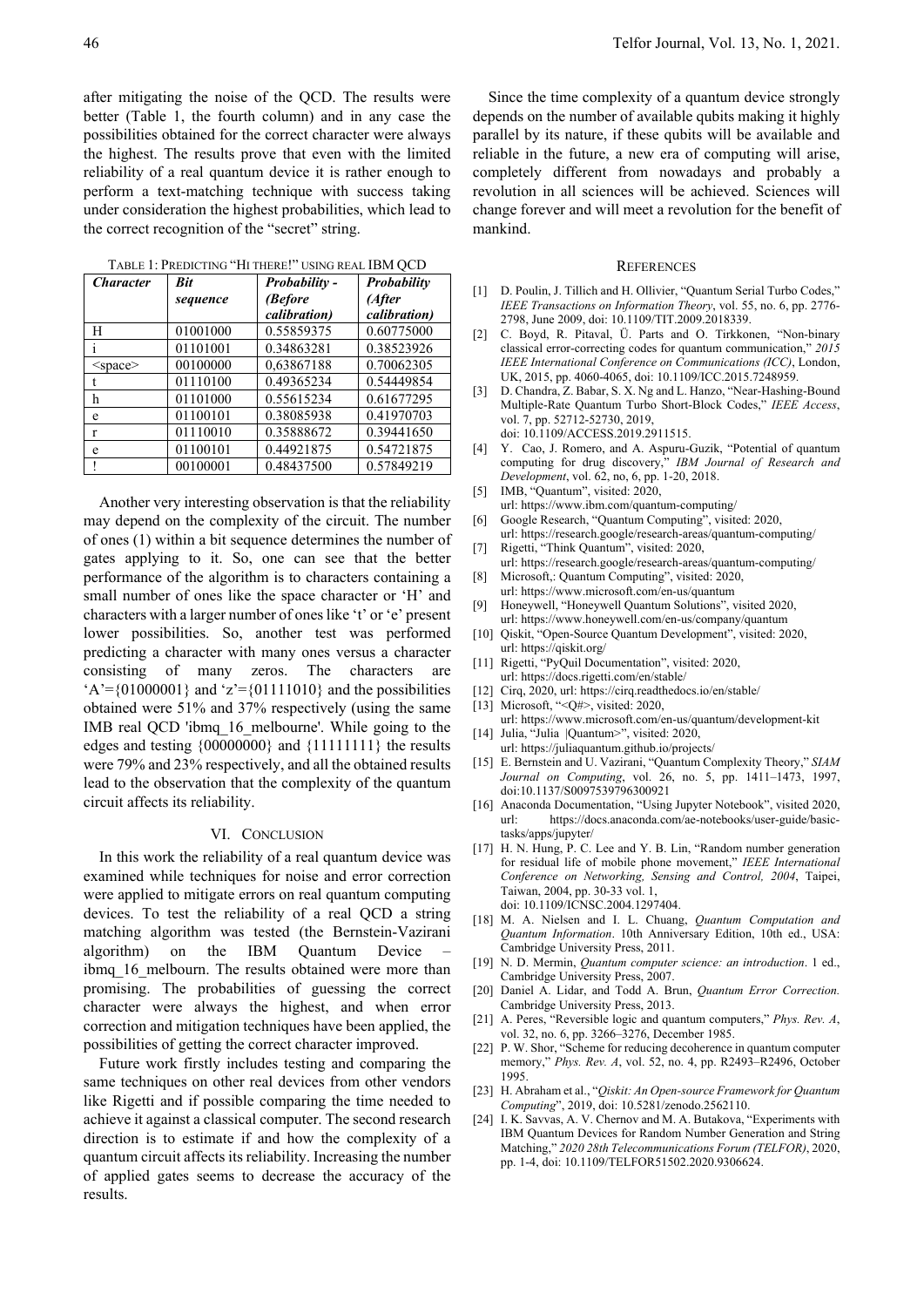after mitigating the noise of the QCD. The results were better (Table 1, the fourth column) and in any case the possibilities obtained for the correct character were always the highest. The results prove that even with the limited reliability of a real quantum device it is rather enough to perform a text-matching technique with success taking under consideration the highest probabilities, which lead to the correct recognition of the "secret" string.

TABLE 1: PREDICTING "HI THERE!" USING REAL IBM QCD

| *Character* | *Bit sequence* | *Probability - (Before calibration)* | *Probability (After calibration)* |
|---|---|---|---|
| H | 01001000 | 0.55859375 | 0.60775000 |
| i | 01101001 | 0.34863281 | 0.38523926 |
| <space> | 00100000 | 0,63867188 | 0.70062305 |
| t | 01110100 | 0.49365234 | 0.54449854 |
| h | 01101000 | 0.55615234 | 0.61677295 |
| e | 01100101 | 0.38085938 | 0.41970703 |
| r | 01110010 | 0.35888672 | 0.39441650 |
| e | 01100101 | 0.44921875 | 0.54721875 |
| ! | 00100001 | 0.48437500 | 0.57849219 |

Another very interesting observation is that the reliability may depend on the complexity of the circuit. The number of ones (1) within a bit sequence determines the number of gates applying to it. So, one can see that the better performance of the algorithm is to characters containing a small number of ones like the space character or 'H' and characters with a larger number of ones like 't' or 'e' present lower possibilities. So, another test was performed predicting a character with many ones versus a character consisting of many zeros. The characters are 'A'={01000001} and 'z'={01111010} and the possibilities obtained were 51% and 37% respectively (using the same IMB real QCD 'ibmq_16_melbourne'. While going to the edges and testing {00000000} and {11111111} the results were 79% and 23% respectively, and all the obtained results lead to the observation that the complexity of the quantum circuit affects its reliability.

## VI. CONCLUSION

In this work the reliability of a real quantum device was examined while techniques for noise and error correction were applied to mitigate errors on real quantum computing devices. To test the reliability of a real QCD a string matching algorithm was tested (the Bernstein-Vazirani algorithm) on the IBM Quantum Device – ibmq_16_melbourn. The results obtained were more than promising. The probabilities of guessing the correct character were always the highest, and when error correction and mitigation techniques have been applied, the possibilities of getting the correct character improved.

Future work firstly includes testing and comparing the same techniques on other real devices from other vendors like Rigetti and if possible comparing the time needed to achieve it against a classical computer. The second research direction is to estimate if and how the complexity of a quantum circuit affects its reliability. Increasing the number of applied gates seems to decrease the accuracy of the results.

Since the time complexity of a quantum device strongly depends on the number of available qubits making it highly parallel by its nature, if these qubits will be available and reliable in the future, a new era of computing will arise, completely different from nowadays and probably a revolution in all sciences will be achieved. Sciences will change forever and will meet a revolution for the benefit of mankind.

## REFERENCES

[1] D. Poulin, J. Tillich and H. Ollivier, "Quantum Serial Turbo Codes," *IEEE Transactions on Information Theory*, vol. 55, no. 6, pp. 2776-2798, June 2009, doi: 10.1109/TIT.2009.2018339.

[2] C. Boyd, R. Pitaval, Ü. Parts and O. Tirkkonen, "Non-binary classical error-correcting codes for quantum communication," *2015 IEEE International Conference on Communications (ICC)*, London, UK, 2015, pp. 4060-4065, doi: 10.1109/ICC.2015.7248959.

[3] D. Chandra, Z. Babar, S. X. Ng and L. Hanzo, "Near-Hashing-Bound Multiple-Rate Quantum Turbo Short-Block Codes," *IEEE Access*, vol. 7, pp. 52712-52730, 2019, doi: 10.1109/ACCESS.2019.2911515.

[4] Y. Cao, J. Romero, and A. Aspuru-Guzik, "Potential of quantum computing for drug discovery," *IBM Journal of Research and Development*, vol. 62, no, 6, pp. 1-20, 2018.

[5] IMB, "Quantum", visited: 2020, url: https://www.ibm.com/quantum-computing/

[6] Google Research, "Quantum Computing", visited: 2020, url: https://research.google/research-areas/quantum-computing/

[7] Rigetti, "Think Quantum", visited: 2020, url: https://research.google/research-areas/quantum-computing/

[8] Microsoft,: Quantum Computing", visited: 2020, url: https://www.microsoft.com/en-us/quantum

[9] Honeywell, "Honeywell Quantum Solutions", visited 2020, url: https://www.honeywell.com/en-us/company/quantum

[10] Qiskit, "Open-Source Quantum Development", visited: 2020, url: https://qiskit.org/

[11] Rigetti, "PyQuil Documentation", visited: 2020, url: https://docs.rigetti.com/en/stable/

[12] Cirq, 2020, url: https://cirq.readthedocs.io/en/stable/

[13] Microsoft, "<Q#>, visited: 2020, url: https://www.microsoft.com/en-us/quantum/development-kit

[14] Julia, "Julia |Quantum>", visited: 2020, url: https://juliaquantum.github.io/projects/

[15] E. Bernstein and U. Vazirani, "Quantum Complexity Theory," *SIAM Journal on Computing*, vol. 26, no. 5, pp. 1411–1473, 1997, doi:10.1137/S0097539796300921

[16] Anaconda Documentation, "Using Jupyter Notebook", visited 2020, url: https://docs.anaconda.com/ae-notebooks/user-guide/basic-tasks/apps/jupyter/

[17] H. N. Hung, P. C. Lee and Y. B. Lin, "Random number generation for residual life of mobile phone movement," *IEEE International Conference on Networking, Sensing and Control, 2004*, Taipei, Taiwan, 2004, pp. 30-33 vol. 1, doi: 10.1109/ICNSC.2004.1297404.

[18] M. A. Nielsen and I. L. Chuang, *Quantum Computation and Quantum Information*. 10th Anniversary Edition, 10th ed., USA: Cambridge University Press, 2011.

[19] N. D. Mermin, *Quantum computer science: an introduction*. 1 ed., Cambridge University Press, 2007.

[20] Daniel A. Lidar, and Todd A. Brun, *Quantum Error Correction.* Cambridge University Press, 2013.

[21] A. Peres, "Reversible logic and quantum computers," *Phys. Rev. A*, vol. 32, no. 6, pp. 3266–3276, December 1985.

[22] P. W. Shor, "Scheme for reducing decoherence in quantum computer memory," *Phys. Rev. A*, vol. 52, no. 4, pp. R2493–R2496, October 1995.

[23] H. Abraham et al., "*Qiskit: An Open-source Framework for Quantum Computing*", 2019, doi: 10.5281/zenodo.2562110.

[24] I. K. Savvas, A. V. Chernov and M. A. Butakova, "Experiments with IBM Quantum Devices for Random Number Generation and String Matching," *2020 28th Telecommunications Forum (TELFOR)*, 2020, pp. 1-4, doi: 10.1109/TELFOR51502.2020.9306624.